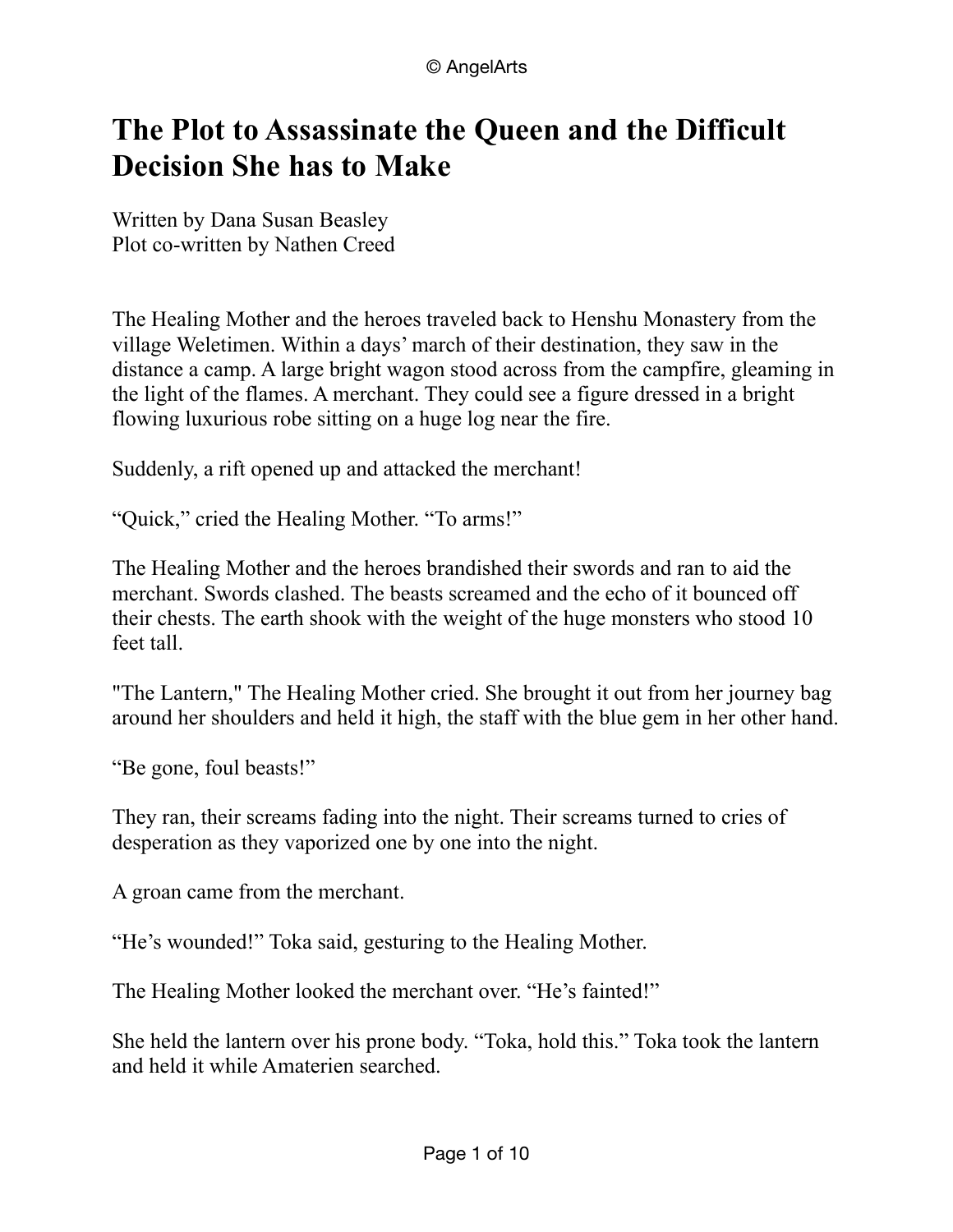# The Plot to Assassinate the Queen and the Difficult Decision She has to Make

Written by Dana Susan Beasley
Plot co-written by Nathen Creed

The Healing Mother and the heroes traveled back to Henshu Monastery from the village Weletimen. Within a days' march of their destination, they saw in the distance a camp. A large bright wagon stood across from the campfire, gleaming in the light of the flames. A merchant. They could see a figure dressed in a bright flowing luxurious robe sitting on a huge log near the fire.

Suddenly, a rift opened up and attacked the merchant!

"Quick," cried the Healing Mother. "To arms!"

The Healing Mother and the heroes brandished their swords and ran to aid the merchant. Swords clashed. The beasts screamed and the echo of it bounced off their chests. The earth shook with the weight of the huge monsters who stood 10 feet tall.

"The Lantern," The Healing Mother cried. She brought it out from her journey bag around her shoulders and held it high, the staff with the blue gem in her other hand.

"Be gone, foul beasts!"

They ran, their screams fading into the night. Their screams turned to cries of desperation as they vaporized one by one into the night.

A groan came from the merchant.

"He's wounded!" Toka said, gesturing to the Healing Mother.

The Healing Mother looked the merchant over. "He's fainted!"

She held the lantern over his prone body. "Toka, hold this." Toka took the lantern and held it while Amaterien searched.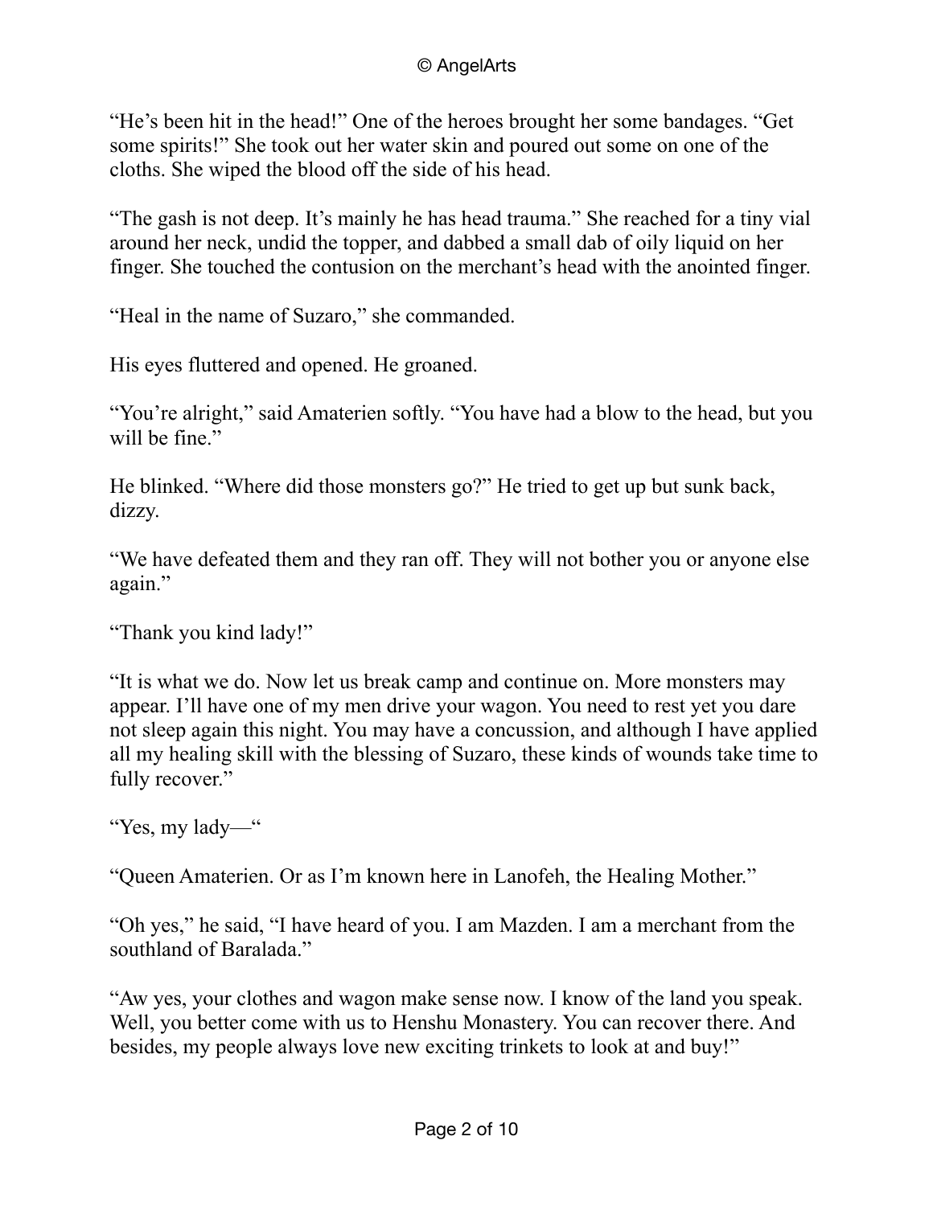"He's been hit in the head!" One of the heroes brought her some bandages. "Get some spirits!" She took out her water skin and poured out some on one of the cloths. She wiped the blood off the side of his head.

"The gash is not deep. It's mainly he has head trauma." She reached for a tiny vial around her neck, undid the topper, and dabbed a small dab of oily liquid on her finger. She touched the contusion on the merchant's head with the anointed finger.

"Heal in the name of Suzaro," she commanded.

His eyes fluttered and opened. He groaned.

"You're alright," said Amaterien softly. "You have had a blow to the head, but you will be fine."

He blinked. "Where did those monsters go?" He tried to get up but sunk back, dizzy.

"We have defeated them and they ran off. They will not bother you or anyone else again."

"Thank you kind lady!"

"It is what we do. Now let us break camp and continue on. More monsters may appear. I'll have one of my men drive your wagon. You need to rest yet you dare not sleep again this night. You may have a concussion, and although I have applied all my healing skill with the blessing of Suzaro, these kinds of wounds take time to fully recover."

"Yes, my lady—"

"Queen Amaterien. Or as I'm known here in Lanofeh, the Healing Mother."

"Oh yes," he said, "I have heard of you. I am Mazden. I am a merchant from the southland of Baralada."

"Aw yes, your clothes and wagon make sense now. I know of the land you speak. Well, you better come with us to Henshu Monastery. You can recover there. And besides, my people always love new exciting trinkets to look at and buy!"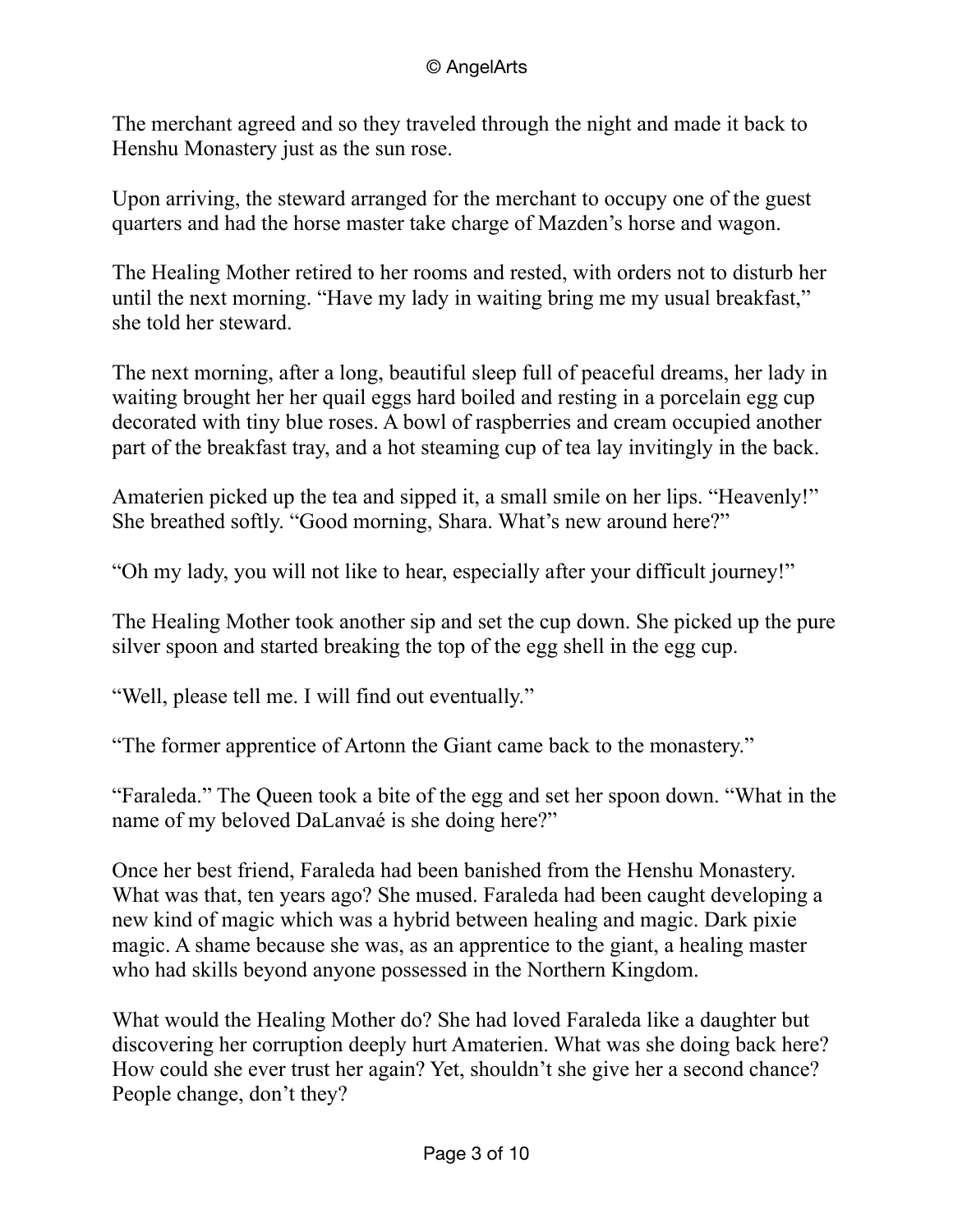The merchant agreed and so they traveled through the night and made it back to Henshu Monastery just as the sun rose.

Upon arriving, the steward arranged for the merchant to occupy one of the guest quarters and had the horse master take charge of Mazden's horse and wagon.

The Healing Mother retired to her rooms and rested, with orders not to disturb her until the next morning. "Have my lady in waiting bring me my usual breakfast," she told her steward.

The next morning, after a long, beautiful sleep full of peaceful dreams, her lady in waiting brought her her quail eggs hard boiled and resting in a porcelain egg cup decorated with tiny blue roses. A bowl of raspberries and cream occupied another part of the breakfast tray, and a hot steaming cup of tea lay invitingly in the back.

Amaterien picked up the tea and sipped it, a small smile on her lips. "Heavenly!" She breathed softly. "Good morning, Shara. What's new around here?"

"Oh my lady, you will not like to hear, especially after your difficult journey!"

The Healing Mother took another sip and set the cup down. She picked up the pure silver spoon and started breaking the top of the egg shell in the egg cup.

"Well, please tell me. I will find out eventually."

"The former apprentice of Artonn the Giant came back to the monastery."

"Faraleda." The Queen took a bite of the egg and set her spoon down. "What in the name of my beloved DaLanvaé is she doing here?"

Once her best friend, Faraleda had been banished from the Henshu Monastery. What was that, ten years ago? She mused. Faraleda had been caught developing a new kind of magic which was a hybrid between healing and magic. Dark pixie magic. A shame because she was, as an apprentice to the giant, a healing master who had skills beyond anyone possessed in the Northern Kingdom.

What would the Healing Mother do? She had loved Faraleda like a daughter but discovering her corruption deeply hurt Amaterien. What was she doing back here? How could she ever trust her again? Yet, shouldn't she give her a second chance? People change, don't they?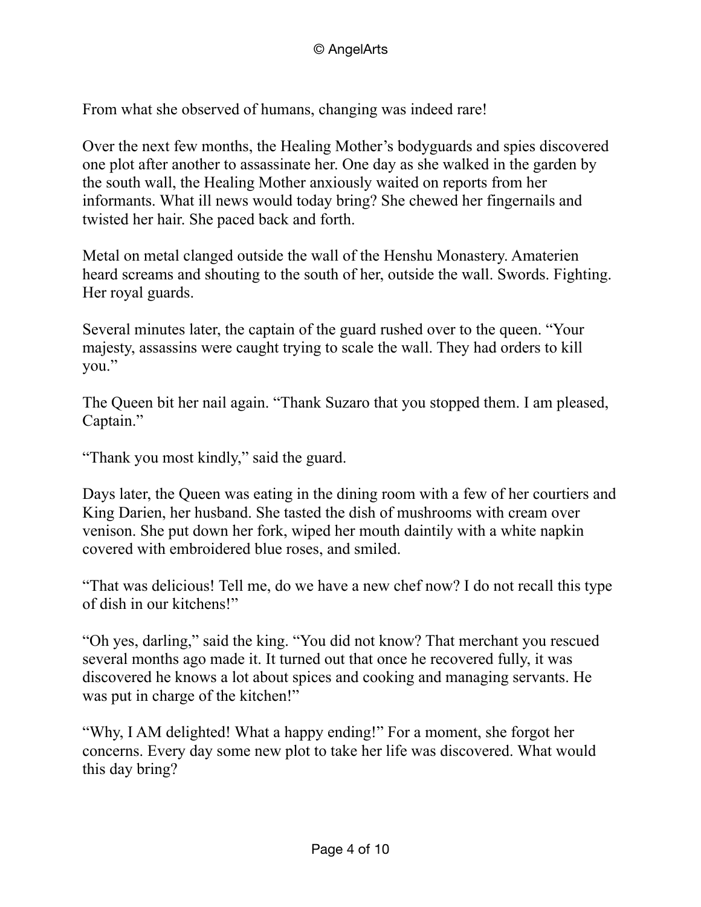From what she observed of humans, changing was indeed rare!

Over the next few months, the Healing Mother's bodyguards and spies discovered one plot after another to assassinate her. One day as she walked in the garden by the south wall, the Healing Mother anxiously waited on reports from her informants. What ill news would today bring? She chewed her fingernails and twisted her hair. She paced back and forth.

Metal on metal clanged outside the wall of the Henshu Monastery. Amaterien heard screams and shouting to the south of her, outside the wall. Swords. Fighting. Her royal guards.

Several minutes later, the captain of the guard rushed over to the queen. "Your majesty, assassins were caught trying to scale the wall. They had orders to kill you."

The Queen bit her nail again. "Thank Suzaro that you stopped them. I am pleased, Captain."

"Thank you most kindly," said the guard.

Days later, the Queen was eating in the dining room with a few of her courtiers and King Darien, her husband. She tasted the dish of mushrooms with cream over venison. She put down her fork, wiped her mouth daintily with a white napkin covered with embroidered blue roses, and smiled.

"That was delicious! Tell me, do we have a new chef now? I do not recall this type of dish in our kitchens!"

"Oh yes, darling," said the king. "You did not know? That merchant you rescued several months ago made it. It turned out that once he recovered fully, it was discovered he knows a lot about spices and cooking and managing servants. He was put in charge of the kitchen!"

"Why, I AM delighted! What a happy ending!" For a moment, she forgot her concerns. Every day some new plot to take her life was discovered. What would this day bring?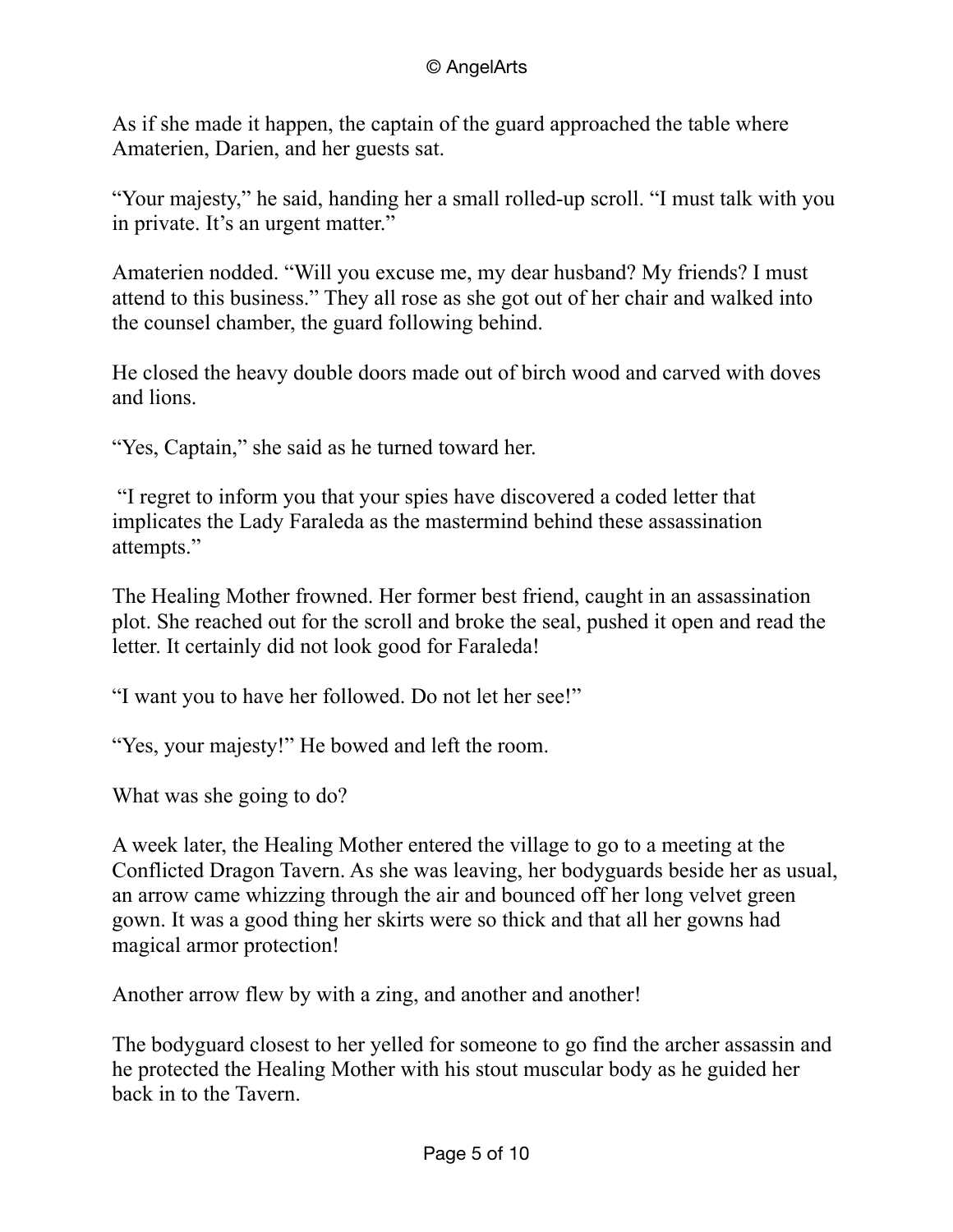As if she made it happen, the captain of the guard approached the table where Amaterien, Darien, and her guests sat.

"Your majesty," he said, handing her a small rolled-up scroll. "I must talk with you in private. It's an urgent matter."

Amaterien nodded. "Will you excuse me, my dear husband? My friends? I must attend to this business." They all rose as she got out of her chair and walked into the counsel chamber, the guard following behind.

He closed the heavy double doors made out of birch wood and carved with doves and lions.

"Yes, Captain," she said as he turned toward her.

"I regret to inform you that your spies have discovered a coded letter that implicates the Lady Faraleda as the mastermind behind these assassination attempts."

The Healing Mother frowned. Her former best friend, caught in an assassination plot. She reached out for the scroll and broke the seal, pushed it open and read the letter. It certainly did not look good for Faraleda!

"I want you to have her followed. Do not let her see!"

"Yes, your majesty!" He bowed and left the room.

What was she going to do?

A week later, the Healing Mother entered the village to go to a meeting at the Conflicted Dragon Tavern. As she was leaving, her bodyguards beside her as usual, an arrow came whizzing through the air and bounced off her long velvet green gown. It was a good thing her skirts were so thick and that all her gowns had magical armor protection!

Another arrow flew by with a zing, and another and another!

The bodyguard closest to her yelled for someone to go find the archer assassin and he protected the Healing Mother with his stout muscular body as he guided her back in to the Tavern.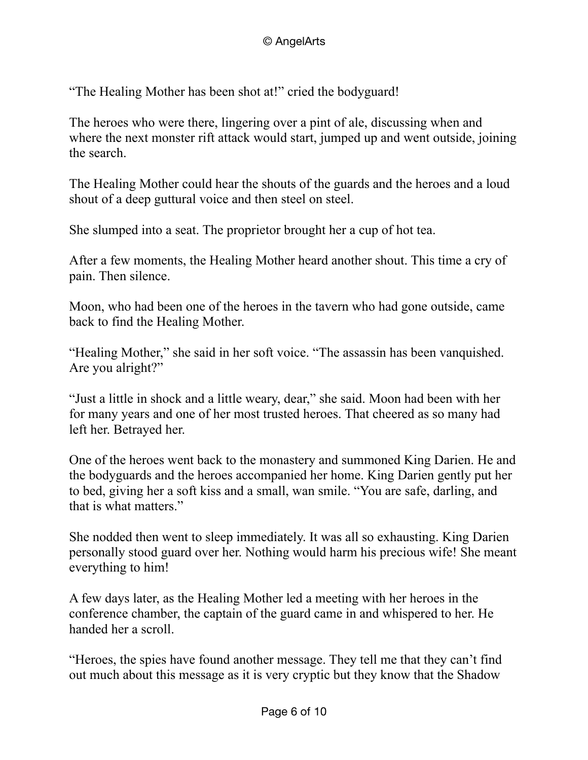"The Healing Mother has been shot at!" cried the bodyguard!

The heroes who were there, lingering over a pint of ale, discussing when and where the next monster rift attack would start, jumped up and went outside, joining the search.

The Healing Mother could hear the shouts of the guards and the heroes and a loud shout of a deep guttural voice and then steel on steel.

She slumped into a seat. The proprietor brought her a cup of hot tea.

After a few moments, the Healing Mother heard another shout. This time a cry of pain. Then silence.

Moon, who had been one of the heroes in the tavern who had gone outside, came back to find the Healing Mother.

"Healing Mother," she said in her soft voice. "The assassin has been vanquished. Are you alright?"

"Just a little in shock and a little weary, dear," she said. Moon had been with her for many years and one of her most trusted heroes. That cheered as so many had left her. Betrayed her.

One of the heroes went back to the monastery and summoned King Darien. He and the bodyguards and the heroes accompanied her home. King Darien gently put her to bed, giving her a soft kiss and a small, wan smile. "You are safe, darling, and that is what matters."

She nodded then went to sleep immediately. It was all so exhausting. King Darien personally stood guard over her. Nothing would harm his precious wife! She meant everything to him!

A few days later, as the Healing Mother led a meeting with her heroes in the conference chamber, the captain of the guard came in and whispered to her. He handed her a scroll.

"Heroes, the spies have found another message. They tell me that they can't find out much about this message as it is very cryptic but they know that the Shadow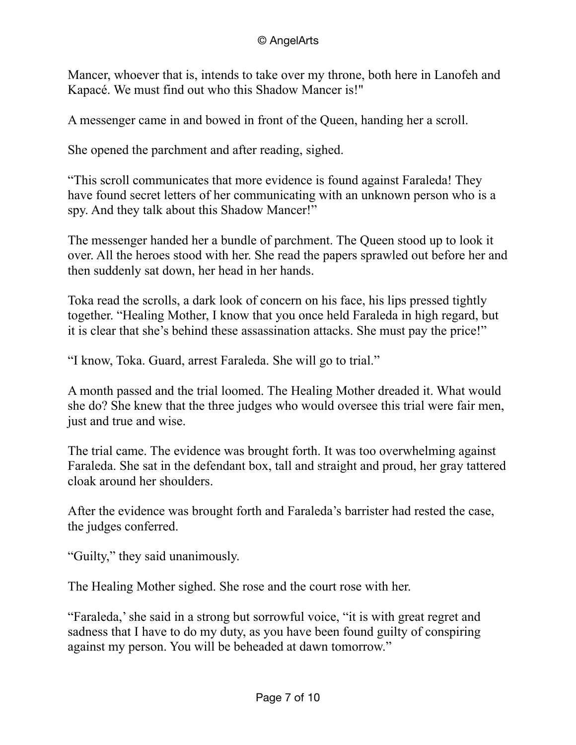Mancer, whoever that is, intends to take over my throne, both here in Lanofeh and Kapacé. We must find out who this Shadow Mancer is!"

A messenger came in and bowed in front of the Queen, handing her a scroll.

She opened the parchment and after reading, sighed.

“This scroll communicates that more evidence is found against Faraleda! They have found secret letters of her communicating with an unknown person who is a spy. And they talk about this Shadow Mancer!”

The messenger handed her a bundle of parchment. The Queen stood up to look it over. All the heroes stood with her. She read the papers sprawled out before her and then suddenly sat down, her head in her hands.

Toka read the scrolls, a dark look of concern on his face, his lips pressed tightly together. “Healing Mother, I know that you once held Faraleda in high regard, but it is clear that she’s behind these assassination attacks. She must pay the price!”

“I know, Toka. Guard, arrest Faraleda. She will go to trial.”

A month passed and the trial loomed. The Healing Mother dreaded it. What would she do? She knew that the three judges who would oversee this trial were fair men, just and true and wise.

The trial came. The evidence was brought forth. It was too overwhelming against Faraleda. She sat in the defendant box, tall and straight and proud, her gray tattered cloak around her shoulders.

After the evidence was brought forth and Faraleda’s barrister had rested the case, the judges conferred.

“Guilty,” they said unanimously.

The Healing Mother sighed. She rose and the court rose with her.

“Faraleda,’ she said in a strong but sorrowful voice, “it is with great regret and sadness that I have to do my duty, as you have been found guilty of conspiring against my person. You will be beheaded at dawn tomorrow.”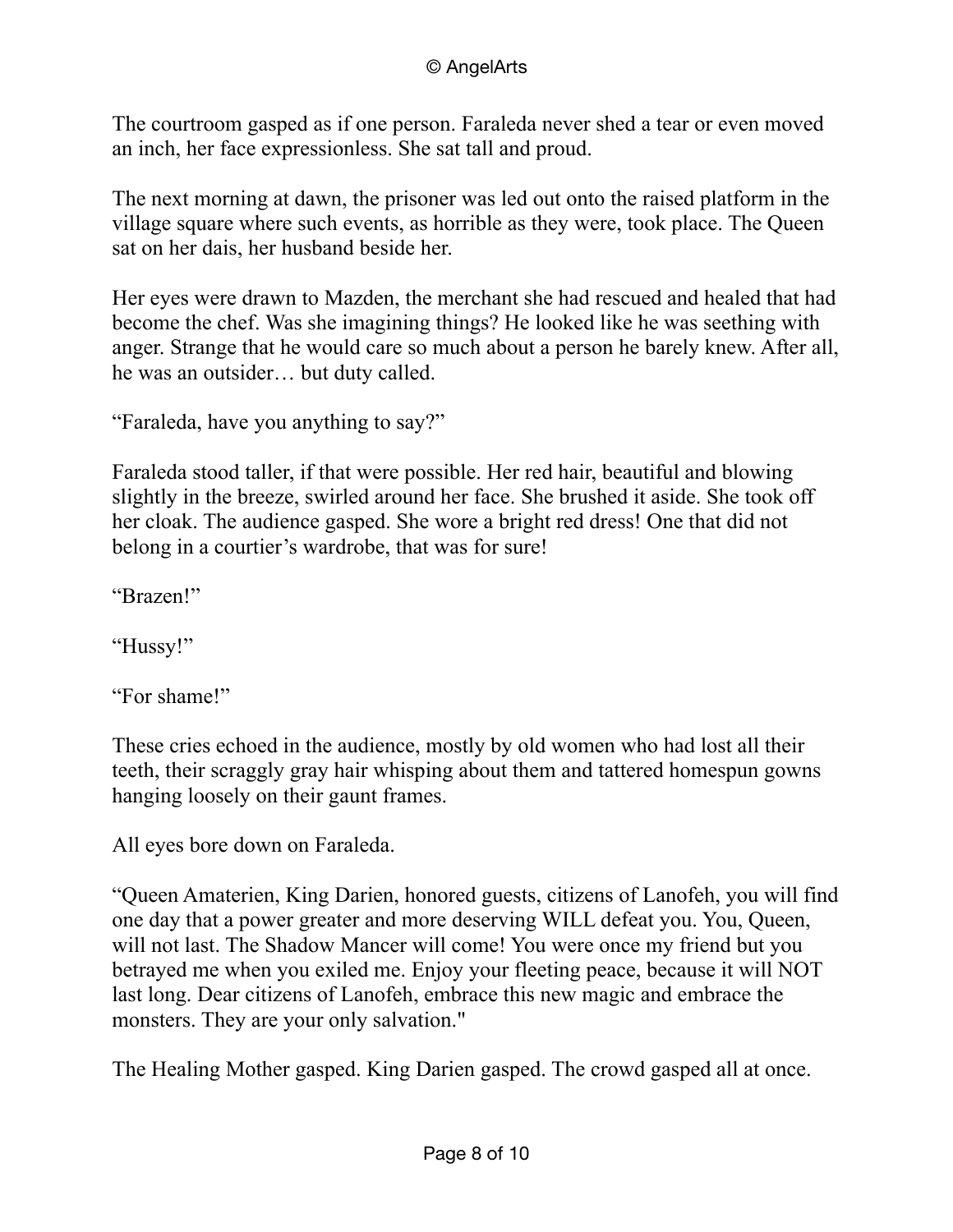The courtroom gasped as if one person. Faraleda never shed a tear or even moved an inch, her face expressionless. She sat tall and proud.

The next morning at dawn, the prisoner was led out onto the raised platform in the village square where such events, as horrible as they were, took place. The Queen sat on her dais, her husband beside her.

Her eyes were drawn to Mazden, the merchant she had rescued and healed that had become the chef. Was she imagining things? He looked like he was seething with anger. Strange that he would care so much about a person he barely knew. After all, he was an outsider… but duty called.

"Faraleda, have you anything to say?"

Faraleda stood taller, if that were possible. Her red hair, beautiful and blowing slightly in the breeze, swirled around her face. She brushed it aside. She took off her cloak. The audience gasped. She wore a bright red dress! One that did not belong in a courtier's wardrobe, that was for sure!

"Brazen!"

"Hussy!"

"For shame!"

These cries echoed in the audience, mostly by old women who had lost all their teeth, their scraggly gray hair whisping about them and tattered homespun gowns hanging loosely on their gaunt frames.

All eyes bore down on Faraleda.

"Queen Amaterien, King Darien, honored guests, citizens of Lanofeh, you will find one day that a power greater and more deserving WILL defeat you. You, Queen, will not last. The Shadow Mancer will come! You were once my friend but you betrayed me when you exiled me. Enjoy your fleeting peace, because it will NOT last long. Dear citizens of Lanofeh, embrace this new magic and embrace the monsters. They are your only salvation."

The Healing Mother gasped. King Darien gasped. The crowd gasped all at once.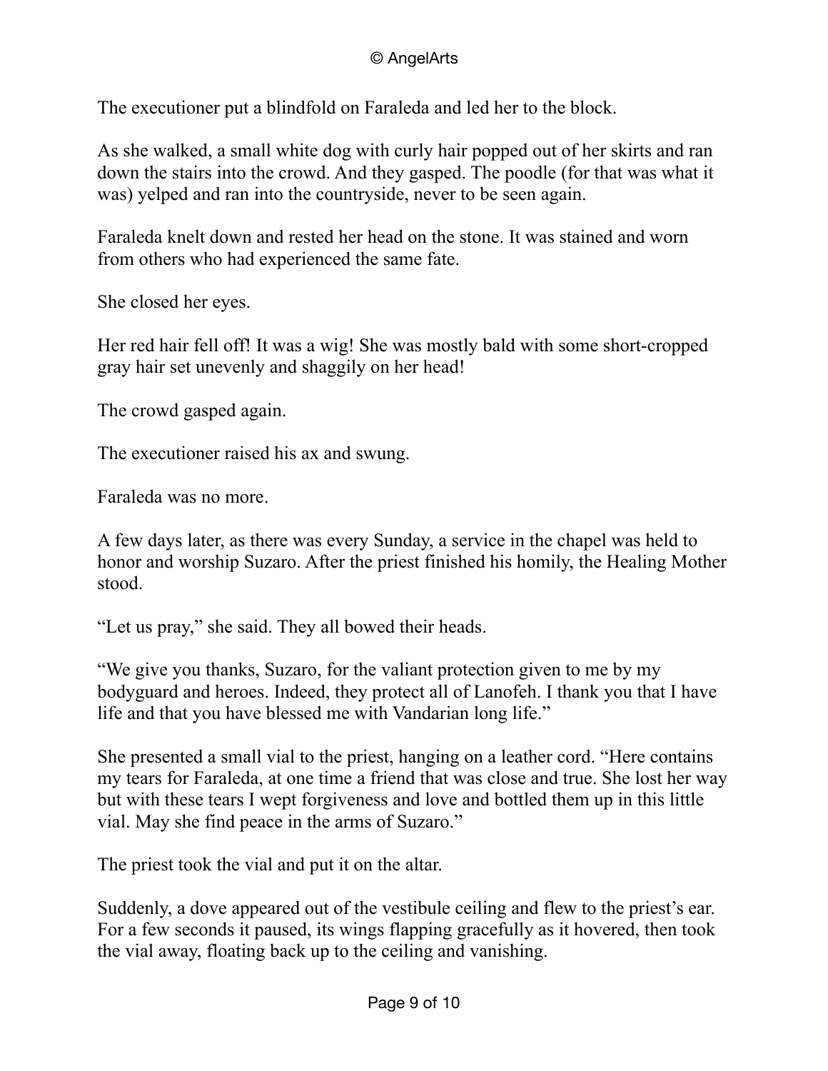The executioner put a blindfold on Faraleda and led her to the block.

As she walked, a small white dog with curly hair popped out of her skirts and ran down the stairs into the crowd. And they gasped. The poodle (for that was what it was) yelped and ran into the countryside, never to be seen again.

Faraleda knelt down and rested her head on the stone. It was stained and worn from others who had experienced the same fate.

She closed her eyes.

Her red hair fell off! It was a wig! She was mostly bald with some short-cropped gray hair set unevenly and shaggily on her head!

The crowd gasped again.

The executioner raised his ax and swung.

Faraleda was no more.

A few days later, as there was every Sunday, a service in the chapel was held to honor and worship Suzaro. After the priest finished his homily, the Healing Mother stood.

"Let us pray," she said. They all bowed their heads.

"We give you thanks, Suzaro, for the valiant protection given to me by my bodyguard and heroes. Indeed, they protect all of Lanofeh. I thank you that I have life and that you have blessed me with Vandarian long life."

She presented a small vial to the priest, hanging on a leather cord. "Here contains my tears for Faraleda, at one time a friend that was close and true. She lost her way but with these tears I wept forgiveness and love and bottled them up in this little vial. May she find peace in the arms of Suzaro."

The priest took the vial and put it on the altar.

Suddenly, a dove appeared out of the vestibule ceiling and flew to the priest's ear. For a few seconds it paused, its wings flapping gracefully as it hovered, then took the vial away, floating back up to the ceiling and vanishing.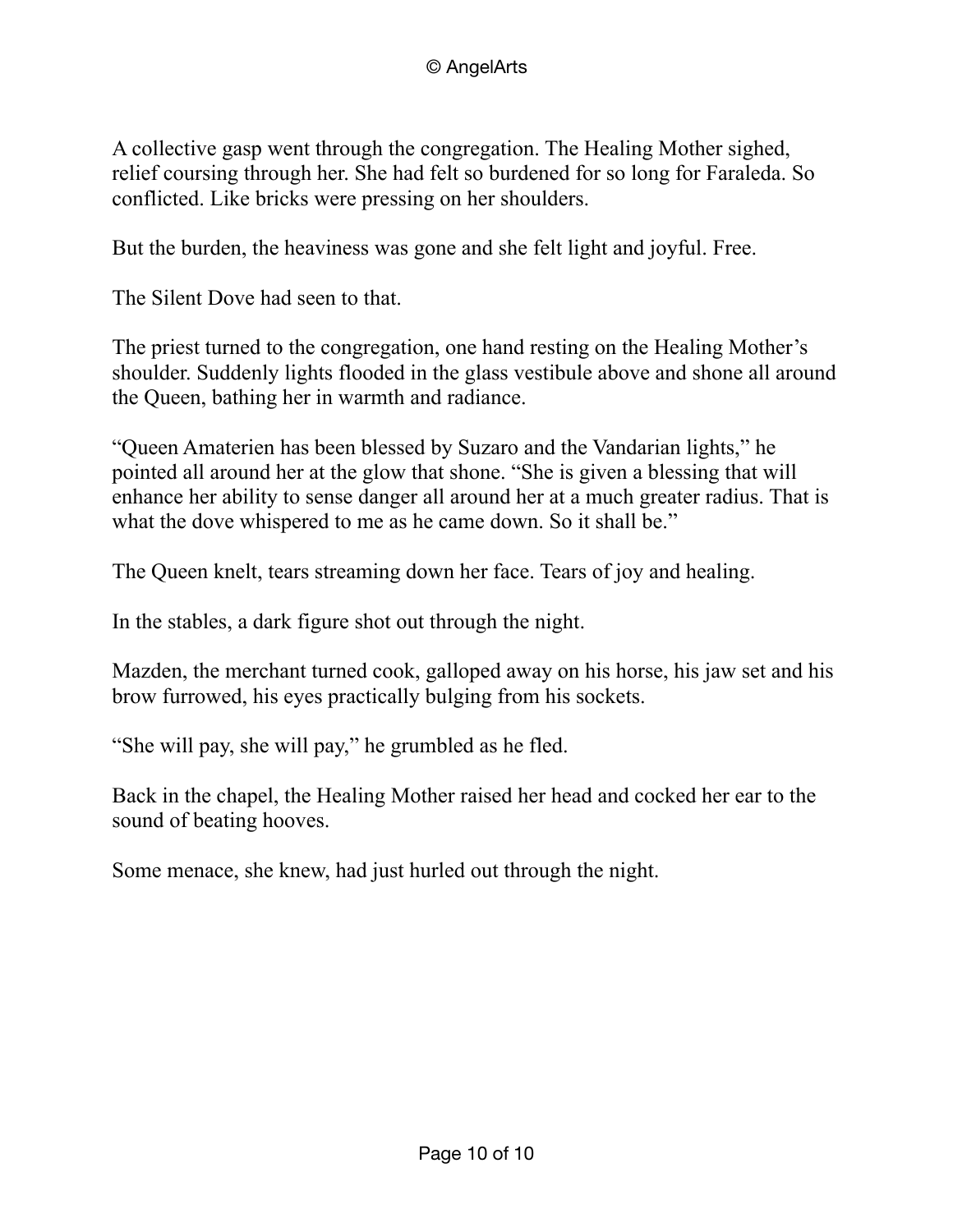A collective gasp went through the congregation. The Healing Mother sighed, relief coursing through her. She had felt so burdened for so long for Faraleda. So conflicted. Like bricks were pressing on her shoulders.

But the burden, the heaviness was gone and she felt light and joyful. Free.

The Silent Dove had seen to that.

The priest turned to the congregation, one hand resting on the Healing Mother's shoulder. Suddenly lights flooded in the glass vestibule above and shone all around the Queen, bathing her in warmth and radiance.

"Queen Amaterien has been blessed by Suzaro and the Vandarian lights," he pointed all around her at the glow that shone. "She is given a blessing that will enhance her ability to sense danger all around her at a much greater radius. That is what the dove whispered to me as he came down. So it shall be."

The Queen knelt, tears streaming down her face. Tears of joy and healing.

In the stables, a dark figure shot out through the night.

Mazden, the merchant turned cook, galloped away on his horse, his jaw set and his brow furrowed, his eyes practically bulging from his sockets.

"She will pay, she will pay," he grumbled as he fled.

Back in the chapel, the Healing Mother raised her head and cocked her ear to the sound of beating hooves.

Some menace, she knew, had just hurled out through the night.